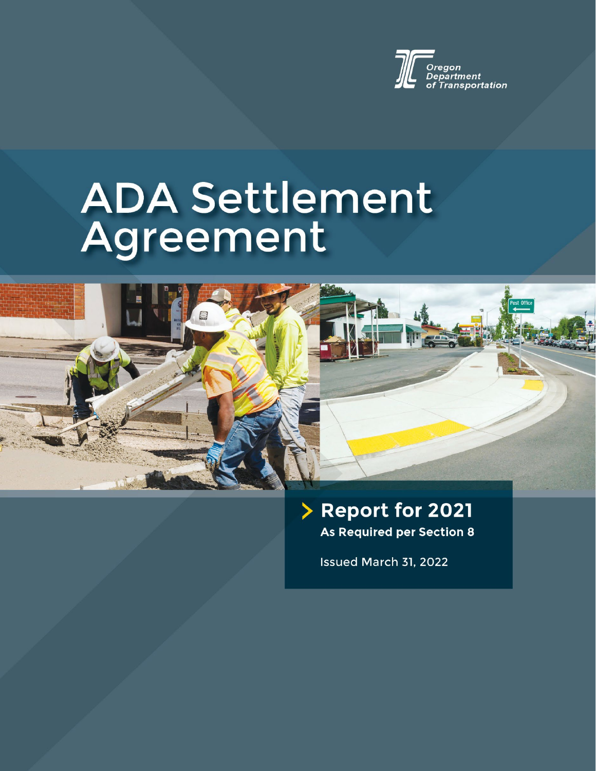Oregon Department of Transportation

# ADA Settlement Agreement

## Report for 2021

**As Required per Section 8**

Issued March 31, 2022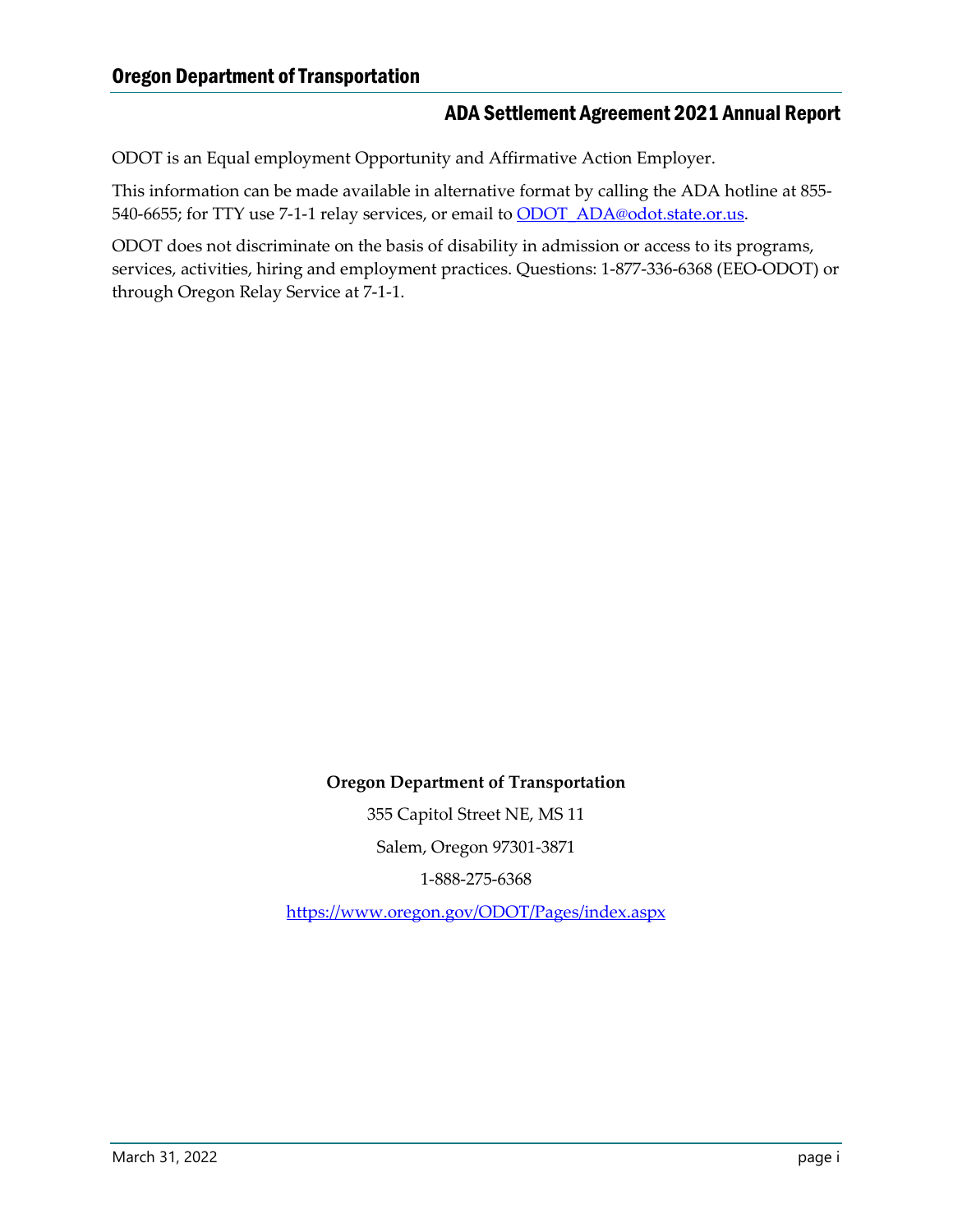ODOT is an Equal employment Opportunity and Affirmative Action Employer.

This information can be made available in alternative format by calling the ADA hotline at 855-540-6655; for TTY use 7-1-1 relay services, or email to [ODOT_ADA@odot.state.or.us](mailto:ODOT_ADA@odot.state.or.us).

ODOT does not discriminate on the basis of disability in admission or access to its programs, services, activities, hiring and employment practices. Questions: 1-877-336-6368 (EEO-ODOT) or through Oregon Relay Service at 7-1-1.

**Oregon Department of Transportation**

355 Capitol Street NE, MS 11

Salem, Oregon 97301-3871

1-888-275-6368

[https://www.oregon.gov/ODOT/Pages/index.aspx](https://www.oregon.gov/ODOT/Pages/index.aspx)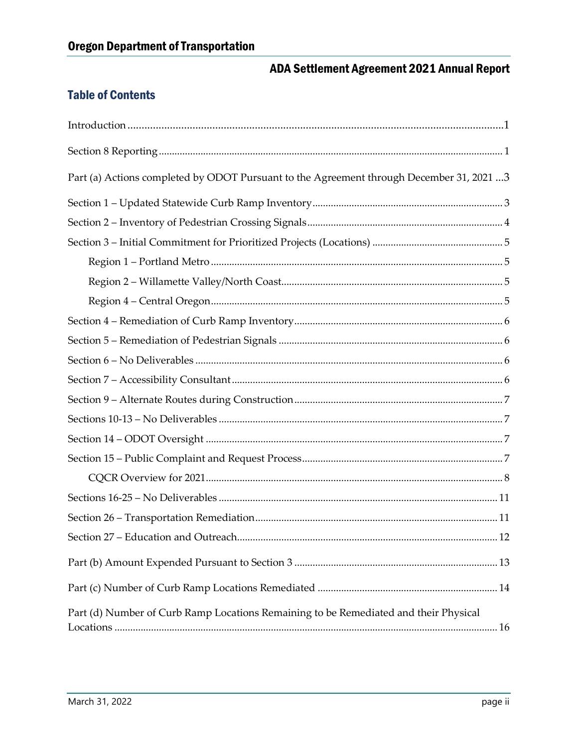## Table of Contents

Introduction ..... 1

Section 8 Reporting ..... 1

Part (a) Actions completed by ODOT Pursuant to the Agreement through December 31, 2021 ..... 3

Section 1 – Updated Statewide Curb Ramp Inventory ..... 3

Section 2 – Inventory of Pedestrian Crossing Signals ..... 4

Section 3 – Initial Commitment for Prioritized Projects (Locations) ..... 5

- Region 1 – Portland Metro ..... 5
- Region 2 – Willamette Valley/North Coast ..... 5
- Region 4 – Central Oregon ..... 5

Section 4 – Remediation of Curb Ramp Inventory ..... 6

Section 5 – Remediation of Pedestrian Signals ..... 6

Section 6 – No Deliverables ..... 6

Section 7 – Accessibility Consultant ..... 6

Section 9 – Alternate Routes during Construction ..... 7

Sections 10-13 – No Deliverables ..... 7

Section 14 – ODOT Oversight ..... 7

Section 15 – Public Complaint and Request Process ..... 7

- CQCR Overview for 2021 ..... 8

Sections 16-25 – No Deliverables ..... 11

Section 26 – Transportation Remediation ..... 11

Section 27 – Education and Outreach ..... 12

Part (b) Amount Expended Pursuant to Section 3 ..... 13

Part (c) Number of Curb Ramp Locations Remediated ..... 14

Part (d) Number of Curb Ramp Locations Remaining to be Remediated and their Physical Locations ..... 16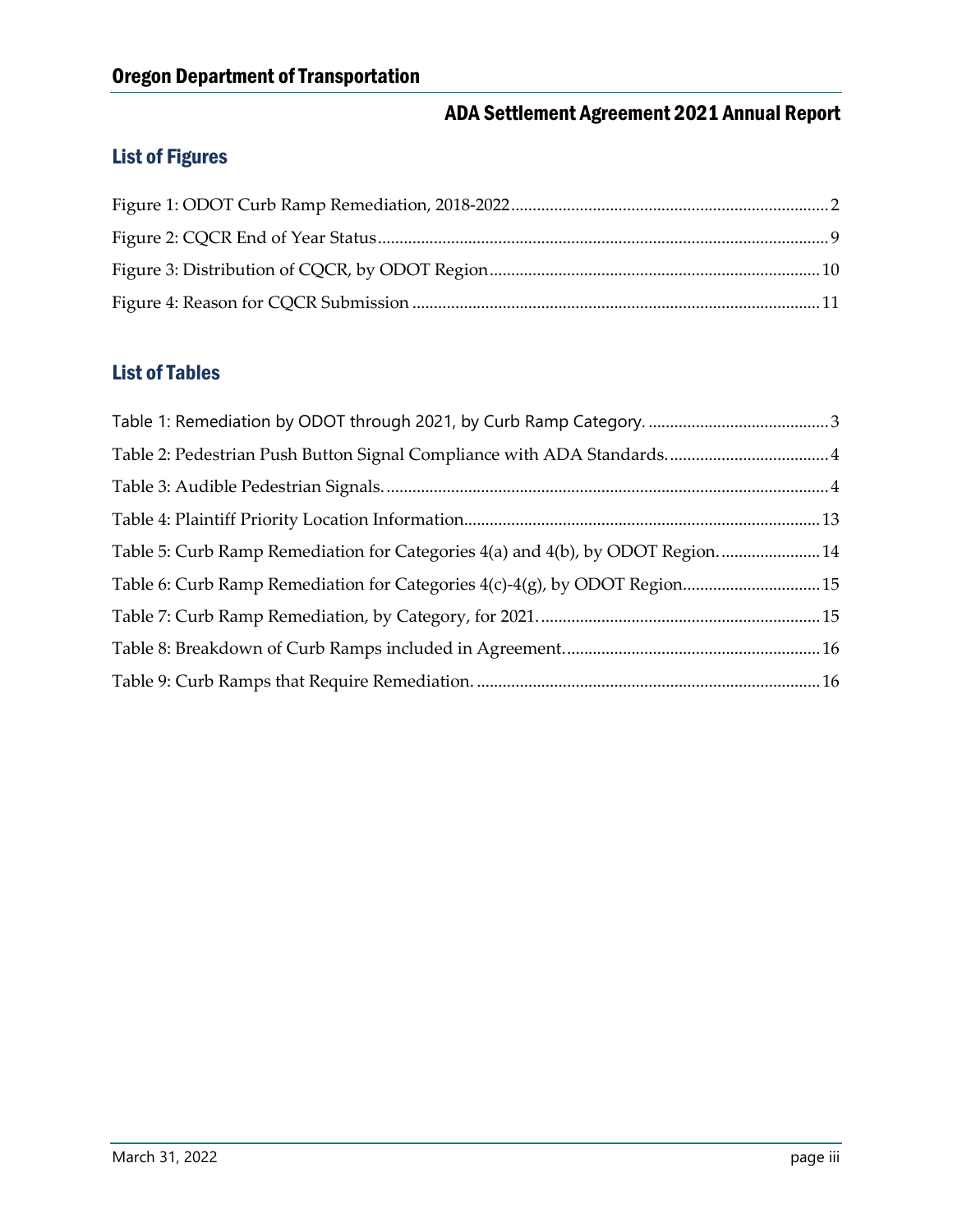## List of Figures

Figure 1: ODOT Curb Ramp Remediation, 2018-2022 .......... 2

Figure 2: CQCR End of Year Status .......... 9

Figure 3: Distribution of CQCR, by ODOT Region .......... 10

Figure 4: Reason for CQCR Submission .......... 11

## List of Tables

Table 1: Remediation by ODOT through 2021, by Curb Ramp Category. .......... 3

Table 2: Pedestrian Push Button Signal Compliance with ADA Standards. .......... 4

Table 3: Audible Pedestrian Signals. .......... 4

Table 4: Plaintiff Priority Location Information .......... 13

Table 5: Curb Ramp Remediation for Categories 4(a) and 4(b), by ODOT Region. .......... 14

Table 6: Curb Ramp Remediation for Categories 4(c)-4(g), by ODOT Region .......... 15

Table 7: Curb Ramp Remediation, by Category, for 2021. .......... 15

Table 8: Breakdown of Curb Ramps included in Agreement. .......... 16

Table 9: Curb Ramps that Require Remediation. .......... 16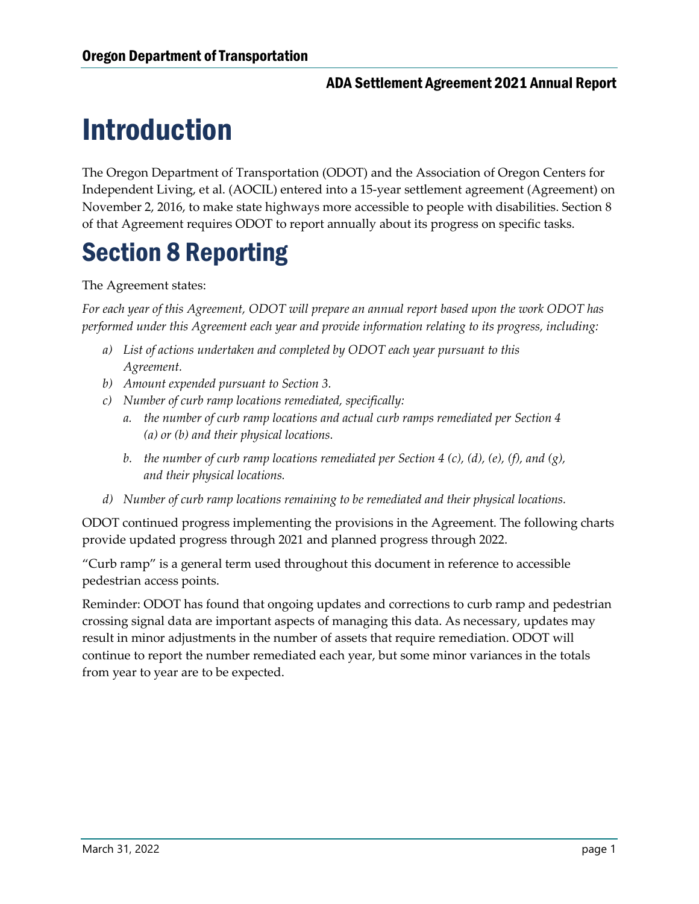# Introduction

The Oregon Department of Transportation (ODOT) and the Association of Oregon Centers for Independent Living, et al. (AOCIL) entered into a 15-year settlement agreement (Agreement) on November 2, 2016, to make state highways more accessible to people with disabilities. Section 8 of that Agreement requires ODOT to report annually about its progress on specific tasks.

# Section 8 Reporting

The Agreement states:

*For each year of this Agreement, ODOT will prepare an annual report based upon the work ODOT has performed under this Agreement each year and provide information relating to its progress, including:*

- *a) List of actions undertaken and completed by ODOT each year pursuant to this Agreement.*
- *b) Amount expended pursuant to Section 3.*
- *c) Number of curb ramp locations remediated, specifically:*
  - *a. the number of curb ramp locations and actual curb ramps remediated per Section 4 (a) or (b) and their physical locations.*
  - *b. the number of curb ramp locations remediated per Section 4 (c), (d), (e), (f), and (g), and their physical locations.*
- *d) Number of curb ramp locations remaining to be remediated and their physical locations.*

ODOT continued progress implementing the provisions in the Agreement. The following charts provide updated progress through 2021 and planned progress through 2022.

"Curb ramp" is a general term used throughout this document in reference to accessible pedestrian access points.

Reminder: ODOT has found that ongoing updates and corrections to curb ramp and pedestrian crossing signal data are important aspects of managing this data. As necessary, updates may result in minor adjustments in the number of assets that require remediation. ODOT will continue to report the number remediated each year, but some minor variances in the totals from year to year are to be expected.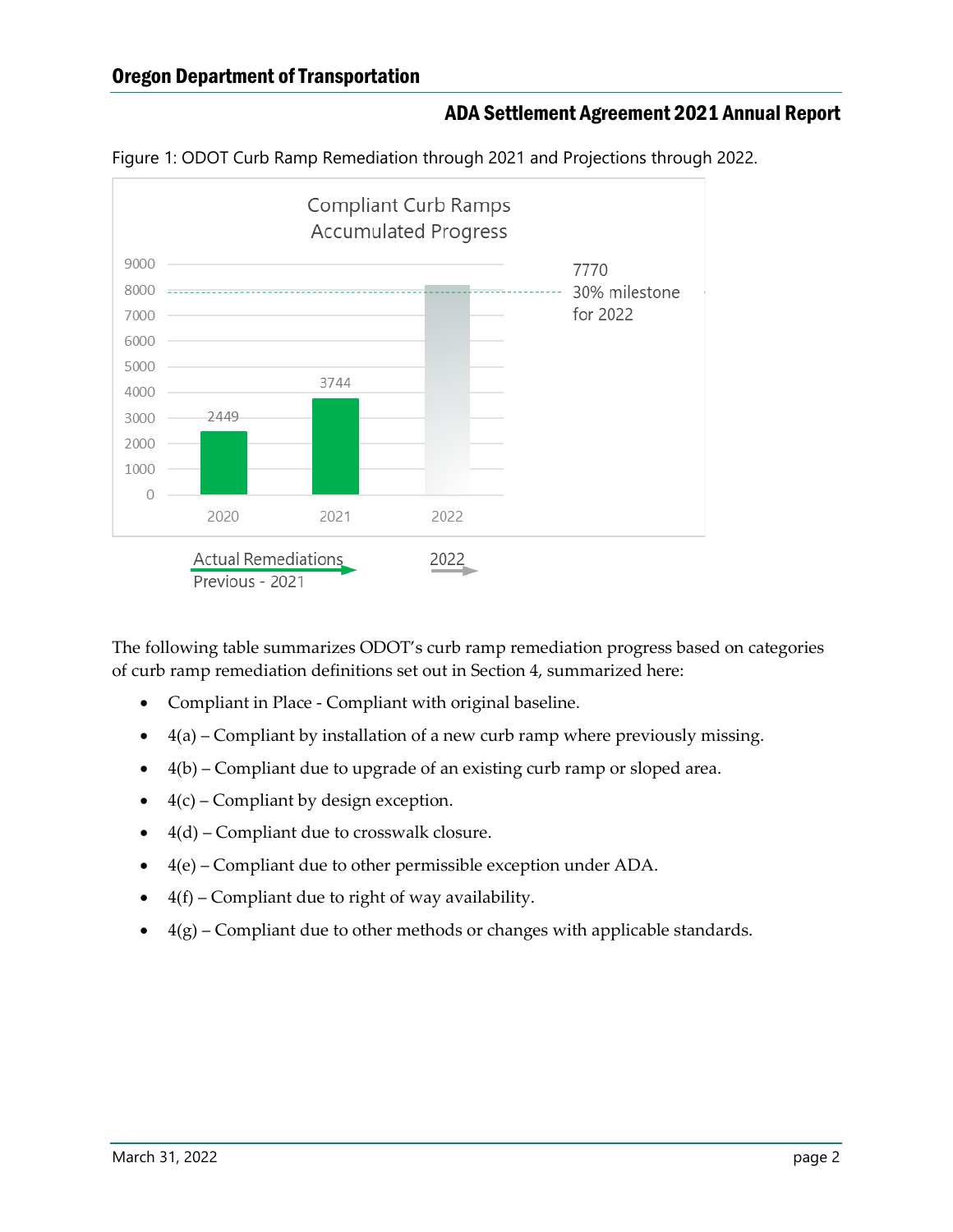Figure 1: ODOT Curb Ramp Remediation through 2021 and Projections through 2022.

Compliant Curb Ramps
Accumulated Progress

| Year | Compliant Curb Ramps |
|---|---|
| 2020 | 2449 |
| 2021 | 3744 |
| 2022 | |

7770
30% milestone for 2022

Actual Remediations
Previous - 2021

2022

The following table summarizes ODOT's curb ramp remediation progress based on categories of curb ramp remediation definitions set out in Section 4, summarized here:

- Compliant in Place - Compliant with original baseline.
- 4(a) – Compliant by installation of a new curb ramp where previously missing.
- 4(b) – Compliant due to upgrade of an existing curb ramp or sloped area.
- 4(c) – Compliant by design exception.
- 4(d) – Compliant due to crosswalk closure.
- 4(e) – Compliant due to other permissible exception under ADA.
- 4(f) – Compliant due to right of way availability.
- 4(g) – Compliant due to other methods or changes with applicable standards.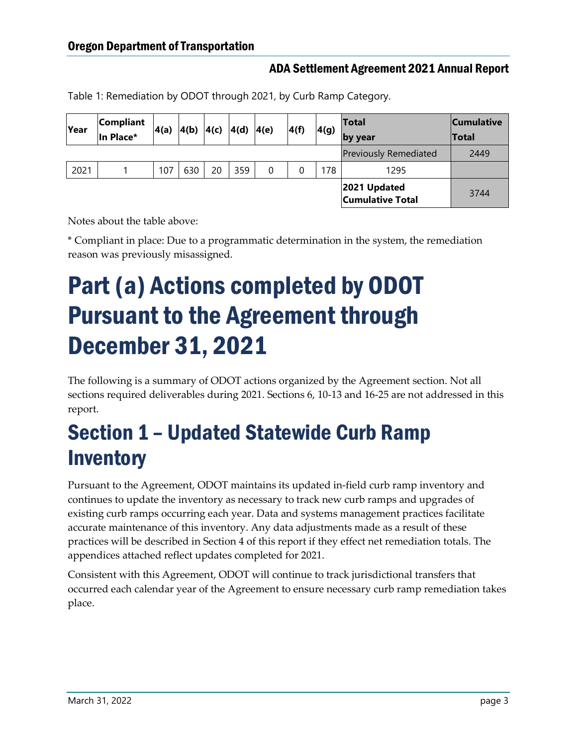Table 1: Remediation by ODOT through 2021, by Curb Ramp Category.

| Year | Compliant In Place* | 4(a) | 4(b) | 4(c) | 4(d) | 4(e) | 4(f) | 4(g) | Total by year | Cumulative Total |
|---|---|---|---|---|---|---|---|---|---|---|
| | | | | | | | | | Previously Remediated | 2449 |
| 2021 | 1 | 107 | 630 | 20 | 359 | 0 | 0 | 178 | 1295 | |
| | | | | | | | | | **2021 Updated Cumulative Total** | 3744 |

Notes about the table above:

* Compliant in place: Due to a programmatic determination in the system, the remediation reason was previously misassigned.

# Part (a) Actions completed by ODOT Pursuant to the Agreement through December 31, 2021

The following is a summary of ODOT actions organized by the Agreement section. Not all sections required deliverables during 2021. Sections 6, 10-13 and 16-25 are not addressed in this report.

## Section 1 – Updated Statewide Curb Ramp Inventory

Pursuant to the Agreement, ODOT maintains its updated in-field curb ramp inventory and continues to update the inventory as necessary to track new curb ramps and upgrades of existing curb ramps occurring each year. Data and systems management practices facilitate accurate maintenance of this inventory. Any data adjustments made as a result of these practices will be described in Section 4 of this report if they effect net remediation totals. The appendices attached reflect updates completed for 2021.

Consistent with this Agreement, ODOT will continue to track jurisdictional transfers that occurred each calendar year of the Agreement to ensure necessary curb ramp remediation takes place.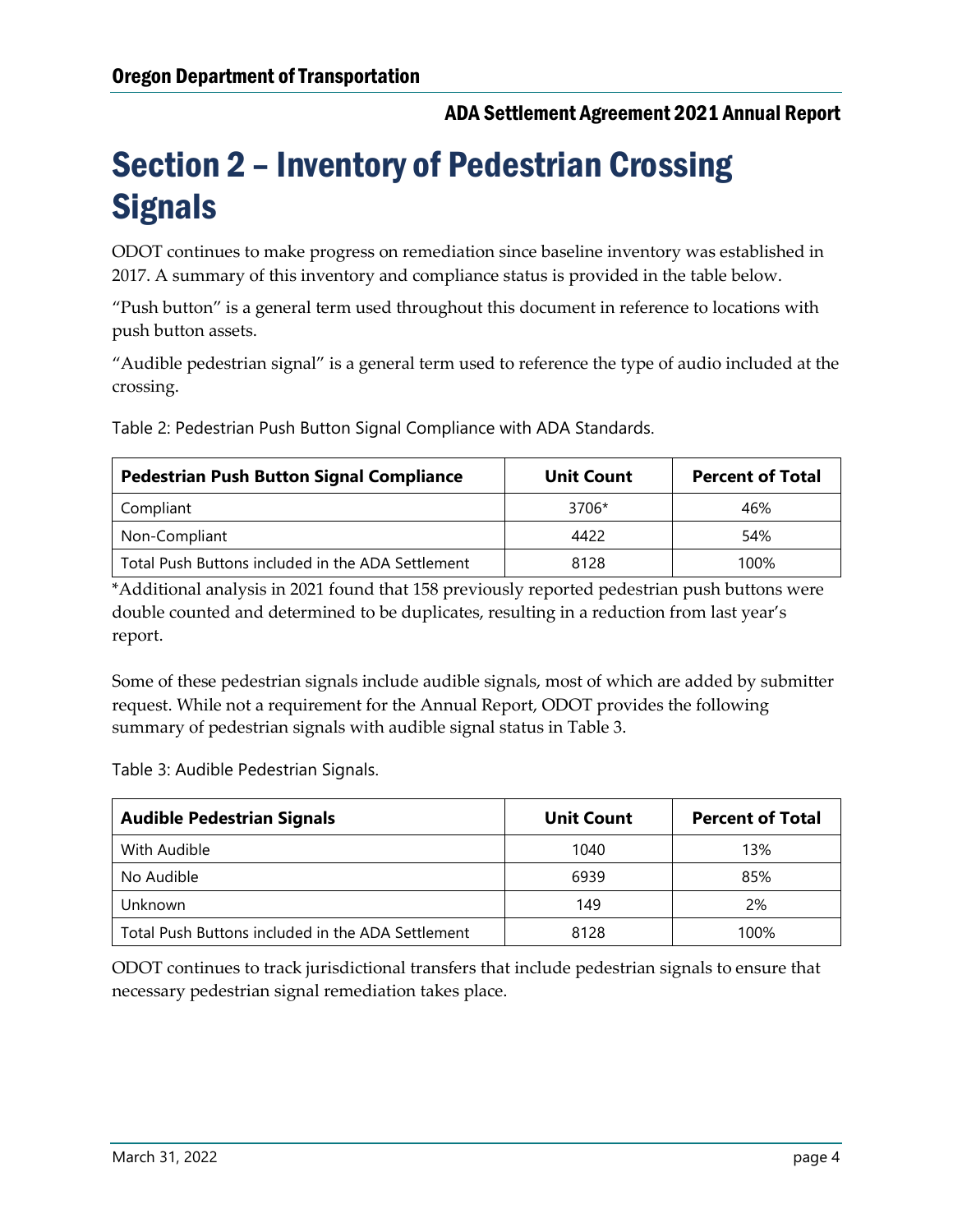# Section 2 – Inventory of Pedestrian Crossing Signals

ODOT continues to make progress on remediation since baseline inventory was established in 2017. A summary of this inventory and compliance status is provided in the table below.

"Push button" is a general term used throughout this document in reference to locations with push button assets.

"Audible pedestrian signal" is a general term used to reference the type of audio included at the crossing.

Table 2: Pedestrian Push Button Signal Compliance with ADA Standards.

| Pedestrian Push Button Signal Compliance | Unit Count | Percent of Total |
|---|---|---|
| Compliant | 3706* | 46% |
| Non-Compliant | 4422 | 54% |
| Total Push Buttons included in the ADA Settlement | 8128 | 100% |

*Additional analysis in 2021 found that 158 previously reported pedestrian push buttons were double counted and determined to be duplicates, resulting in a reduction from last year's report.

Some of these pedestrian signals include audible signals, most of which are added by submitter request. While not a requirement for the Annual Report, ODOT provides the following summary of pedestrian signals with audible signal status in Table 3.

Table 3: Audible Pedestrian Signals.

| Audible Pedestrian Signals | Unit Count | Percent of Total |
|---|---|---|
| With Audible | 1040 | 13% |
| No Audible | 6939 | 85% |
| Unknown | 149 | 2% |
| Total Push Buttons included in the ADA Settlement | 8128 | 100% |

ODOT continues to track jurisdictional transfers that include pedestrian signals to ensure that necessary pedestrian signal remediation takes place.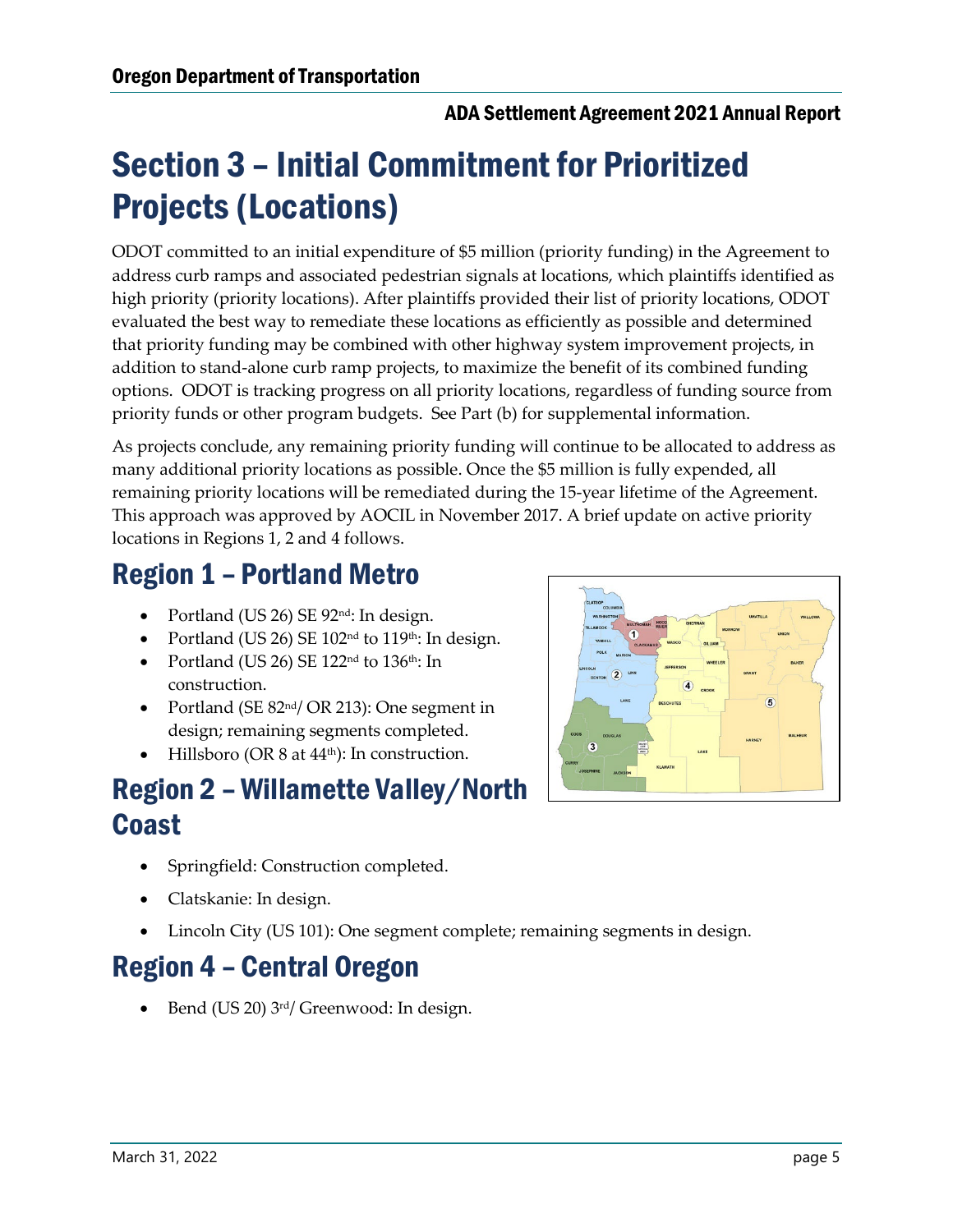# Section 3 – Initial Commitment for Prioritized Projects (Locations)

ODOT committed to an initial expenditure of $5 million (priority funding) in the Agreement to address curb ramps and associated pedestrian signals at locations, which plaintiffs identified as high priority (priority locations). After plaintiffs provided their list of priority locations, ODOT evaluated the best way to remediate these locations as efficiently as possible and determined that priority funding may be combined with other highway system improvement projects, in addition to stand-alone curb ramp projects, to maximize the benefit of its combined funding options. ODOT is tracking progress on all priority locations, regardless of funding source from priority funds or other program budgets. See Part (b) for supplemental information.

As projects conclude, any remaining priority funding will continue to be allocated to address as many additional priority locations as possible. Once the $5 million is fully expended, all remaining priority locations will be remediated during the 15-year lifetime of the Agreement. This approach was approved by AOCIL in November 2017. A brief update on active priority locations in Regions 1, 2 and 4 follows.

## Region 1 – Portland Metro

- Portland (US 26) SE 92nd: In design.
- Portland (US 26) SE 102nd to 119th: In design.
- Portland (US 26) SE 122nd to 136th: In construction.
- Portland (SE 82nd/ OR 213): One segment in design; remaining segments completed.
- Hillsboro (OR 8 at 44th): In construction.

## Region 2 – Willamette Valley/North Coast

- Springfield: Construction completed.
- Clatskanie: In design.
- Lincoln City (US 101): One segment complete; remaining segments in design.

## Region 4 – Central Oregon

- Bend (US 20) 3rd/ Greenwood: In design.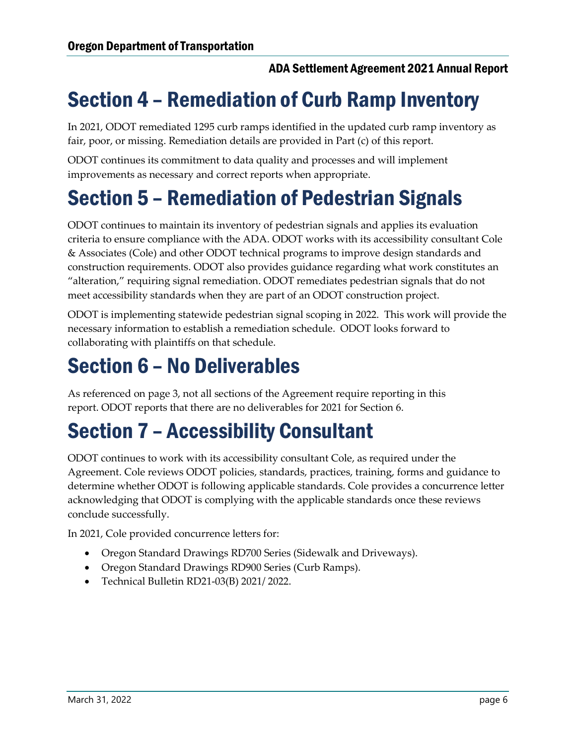# Section 4 – Remediation of Curb Ramp Inventory

In 2021, ODOT remediated 1295 curb ramps identified in the updated curb ramp inventory as fair, poor, or missing. Remediation details are provided in Part (c) of this report.

ODOT continues its commitment to data quality and processes and will implement improvements as necessary and correct reports when appropriate.

# Section 5 – Remediation of Pedestrian Signals

ODOT continues to maintain its inventory of pedestrian signals and applies its evaluation criteria to ensure compliance with the ADA. ODOT works with its accessibility consultant Cole & Associates (Cole) and other ODOT technical programs to improve design standards and construction requirements. ODOT also provides guidance regarding what work constitutes an "alteration," requiring signal remediation. ODOT remediates pedestrian signals that do not meet accessibility standards when they are part of an ODOT construction project.

ODOT is implementing statewide pedestrian signal scoping in 2022. This work will provide the necessary information to establish a remediation schedule. ODOT looks forward to collaborating with plaintiffs on that schedule.

# Section 6 – No Deliverables

As referenced on page 3, not all sections of the Agreement require reporting in this report. ODOT reports that there are no deliverables for 2021 for Section 6.

# Section 7 – Accessibility Consultant

ODOT continues to work with its accessibility consultant Cole, as required under the Agreement. Cole reviews ODOT policies, standards, practices, training, forms and guidance to determine whether ODOT is following applicable standards. Cole provides a concurrence letter acknowledging that ODOT is complying with the applicable standards once these reviews conclude successfully.

In 2021, Cole provided concurrence letters for:

- Oregon Standard Drawings RD700 Series (Sidewalk and Driveways).
- Oregon Standard Drawings RD900 Series (Curb Ramps).
- Technical Bulletin RD21-03(B) 2021/ 2022.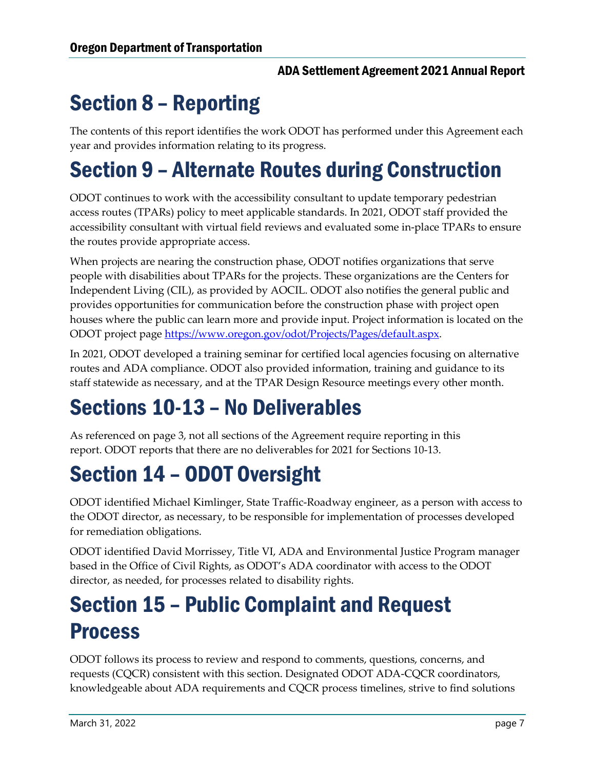# Section 8 – Reporting

The contents of this report identifies the work ODOT has performed under this Agreement each year and provides information relating to its progress.

# Section 9 – Alternate Routes during Construction

ODOT continues to work with the accessibility consultant to update temporary pedestrian access routes (TPARs) policy to meet applicable standards. In 2021, ODOT staff provided the accessibility consultant with virtual field reviews and evaluated some in-place TPARs to ensure the routes provide appropriate access.

When projects are nearing the construction phase, ODOT notifies organizations that serve people with disabilities about TPARs for the projects. These organizations are the Centers for Independent Living (CIL), as provided by AOCIL. ODOT also notifies the general public and provides opportunities for communication before the construction phase with project open houses where the public can learn more and provide input. Project information is located on the ODOT project page [https://www.oregon.gov/odot/Projects/Pages/default.aspx](https://www.oregon.gov/odot/Projects/Pages/default.aspx).

In 2021, ODOT developed a training seminar for certified local agencies focusing on alternative routes and ADA compliance. ODOT also provided information, training and guidance to its staff statewide as necessary, and at the TPAR Design Resource meetings every other month.

# Sections 10-13 – No Deliverables

As referenced on page 3, not all sections of the Agreement require reporting in this report. ODOT reports that there are no deliverables for 2021 for Sections 10-13.

# Section 14 – ODOT Oversight

ODOT identified Michael Kimlinger, State Traffic-Roadway engineer, as a person with access to the ODOT director, as necessary, to be responsible for implementation of processes developed for remediation obligations.

ODOT identified David Morrissey, Title VI, ADA and Environmental Justice Program manager based in the Office of Civil Rights, as ODOT's ADA coordinator with access to the ODOT director, as needed, for processes related to disability rights.

# Section 15 – Public Complaint and Request Process

ODOT follows its process to review and respond to comments, questions, concerns, and requests (CQCR) consistent with this section. Designated ODOT ADA-CQCR coordinators, knowledgeable about ADA requirements and CQCR process timelines, strive to find solutions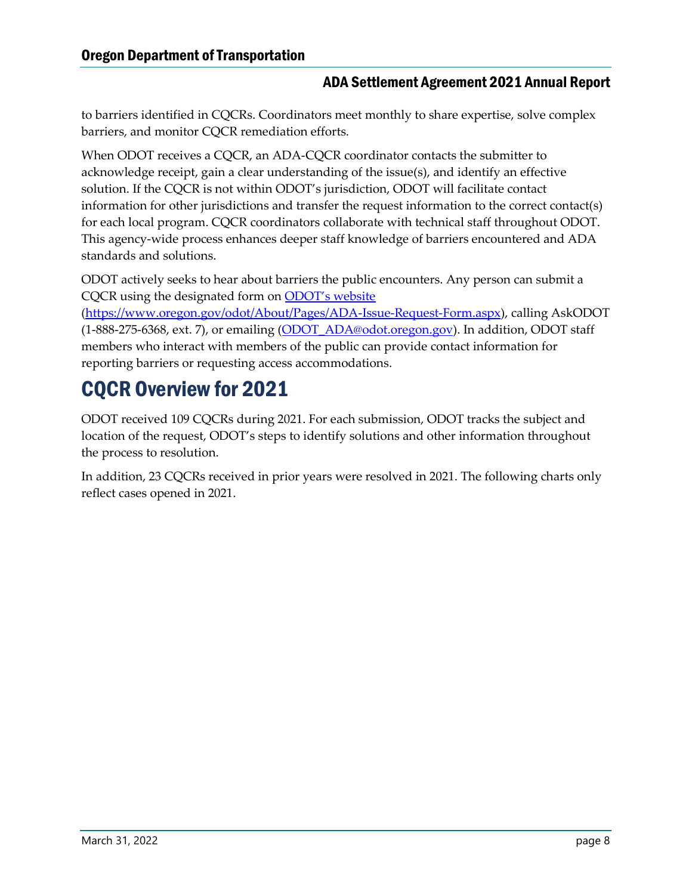to barriers identified in CQCRs. Coordinators meet monthly to share expertise, solve complex barriers, and monitor CQCR remediation efforts.

When ODOT receives a CQCR, an ADA-CQCR coordinator contacts the submitter to acknowledge receipt, gain a clear understanding of the issue(s), and identify an effective solution. If the CQCR is not within ODOT's jurisdiction, ODOT will facilitate contact information for other jurisdictions and transfer the request information to the correct contact(s) for each local program. CQCR coordinators collaborate with technical staff throughout ODOT. This agency-wide process enhances deeper staff knowledge of barriers encountered and ADA standards and solutions.

ODOT actively seeks to hear about barriers the public encounters. Any person can submit a CQCR using the designated form on [ODOT's website](https://www.oregon.gov/odot/About/Pages/ADA-Issue-Request-Form.aspx) (https://www.oregon.gov/odot/About/Pages/ADA-Issue-Request-Form.aspx), calling AskODOT (1-888-275-6368, ext. 7), or emailing (ODOT_ADA@odot.oregon.gov). In addition, ODOT staff members who interact with members of the public can provide contact information for reporting barriers or requesting access accommodations.

# CQCR Overview for 2021

ODOT received 109 CQCRs during 2021. For each submission, ODOT tracks the subject and location of the request, ODOT's steps to identify solutions and other information throughout the process to resolution.

In addition, 23 CQCRs received in prior years were resolved in 2021. The following charts only reflect cases opened in 2021.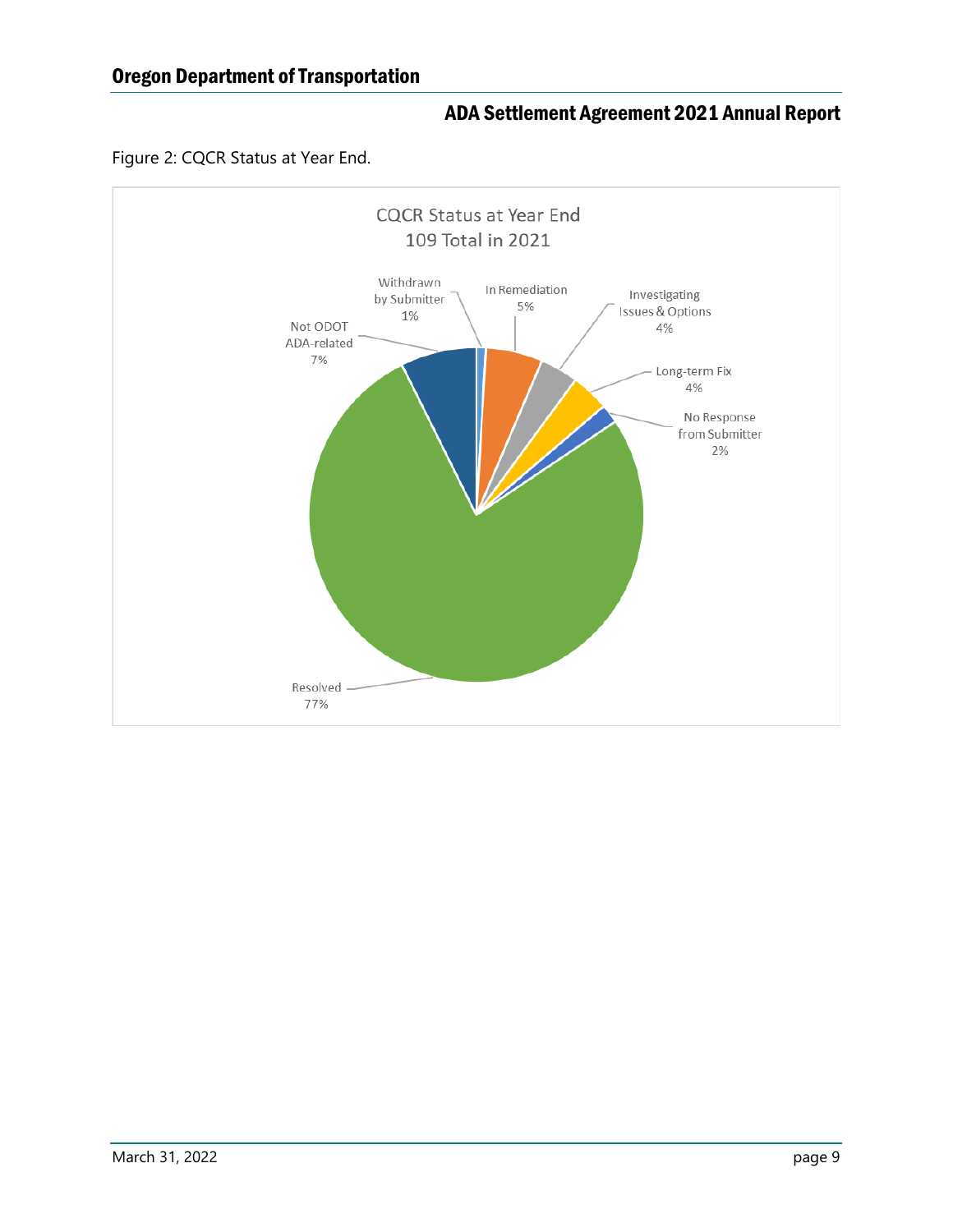Figure 2: CQCR Status at Year End.

CQCR Status at Year End
109 Total in 2021

| Status | Percentage |
|---|---|
| Withdrawn by Submitter | 1% |
| In Remediation | 5% |
| Investigating Issues & Options | 4% |
| Long-term Fix | 4% |
| No Response from Submitter | 2% |
| Resolved | 77% |
| Not ODOT ADA-related | 7% |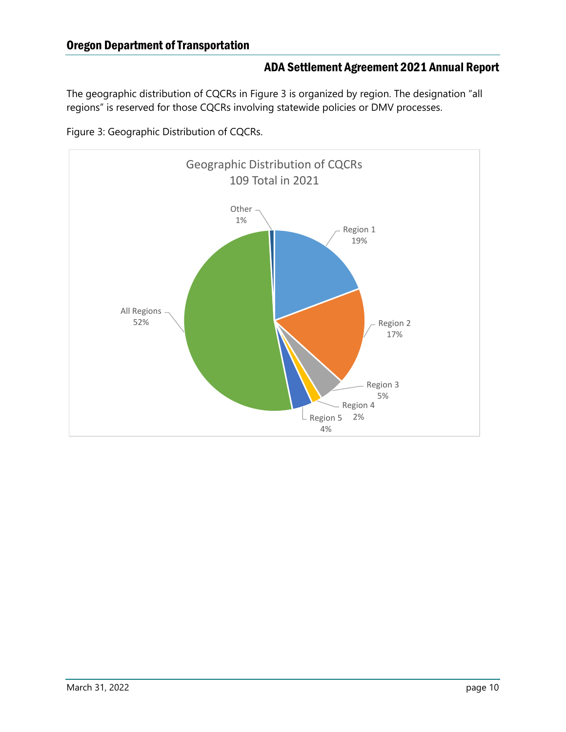The geographic distribution of CQCRs in Figure 3 is organized by region. The designation "all regions" is reserved for those CQCRs involving statewide policies or DMV processes.

Figure 3: Geographic Distribution of CQCRs.

Geographic Distribution of CQCRs
109 Total in 2021

| Region | Percent |
|---|---|
| Region 1 | 19% |
| Region 2 | 17% |
| Region 3 | 5% |
| Region 4 | 2% |
| Region 5 | 4% |
| All Regions | 52% |
| Other | 1% |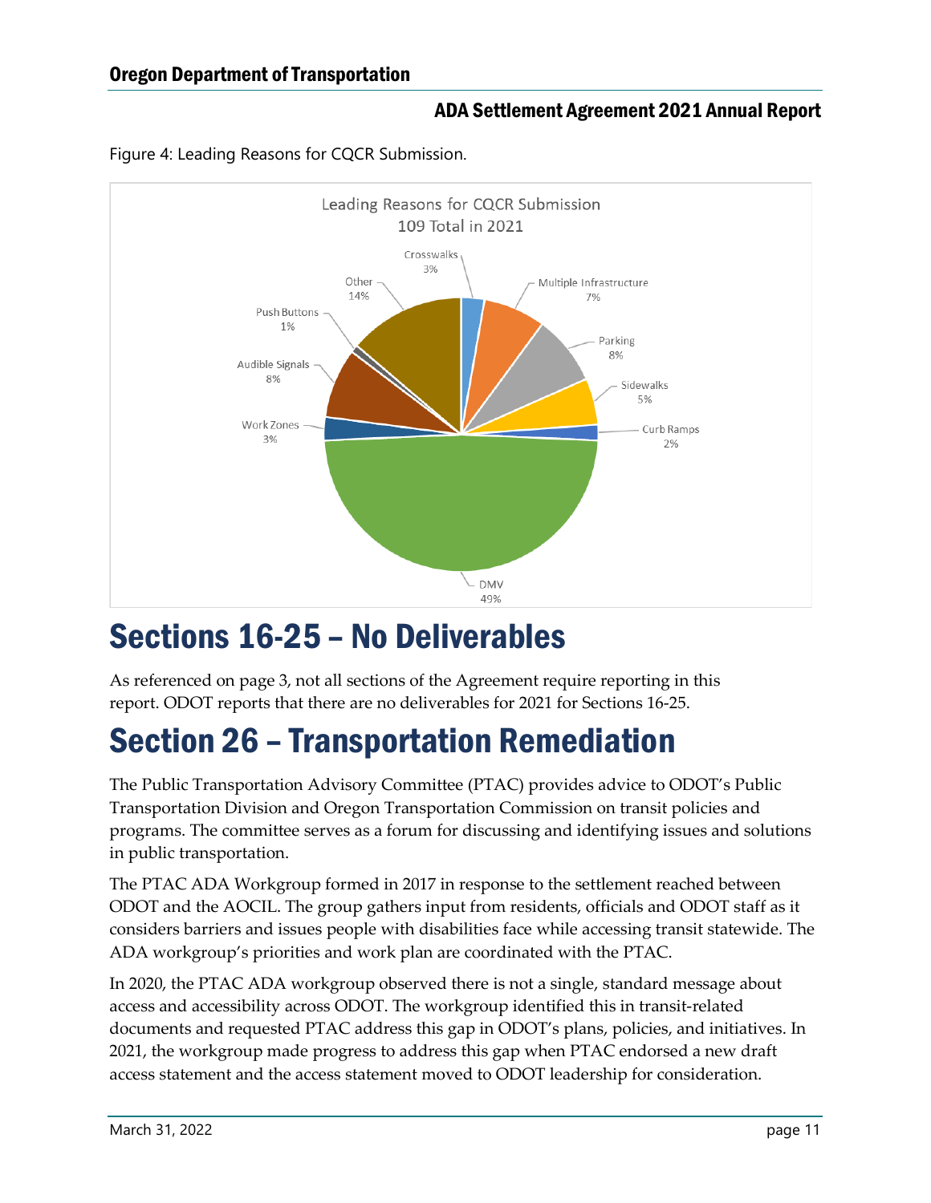Figure 4: Leading Reasons for CQCR Submission.

Leading Reasons for CQCR Submission
109 Total in 2021

| Reason | Percentage |
| --- | --- |
| Crosswalks | 3% |
| Multiple Infrastructure | 7% |
| Parking | 8% |
| Sidewalks | 5% |
| Curb Ramps | 2% |
| DMV | 49% |
| Work Zones | 3% |
| Audible Signals | 8% |
| Push Buttons | 1% |
| Other | 14% |

# Sections 16-25 – No Deliverables

As referenced on page 3, not all sections of the Agreement require reporting in this report. ODOT reports that there are no deliverables for 2021 for Sections 16-25.

# Section 26 – Transportation Remediation

The Public Transportation Advisory Committee (PTAC) provides advice to ODOT's Public Transportation Division and Oregon Transportation Commission on transit policies and programs. The committee serves as a forum for discussing and identifying issues and solutions in public transportation.

The PTAC ADA Workgroup formed in 2017 in response to the settlement reached between ODOT and the AOCIL. The group gathers input from residents, officials and ODOT staff as it considers barriers and issues people with disabilities face while accessing transit statewide. The ADA workgroup's priorities and work plan are coordinated with the PTAC.

In 2020, the PTAC ADA workgroup observed there is not a single, standard message about access and accessibility across ODOT. The workgroup identified this in transit-related documents and requested PTAC address this gap in ODOT's plans, policies, and initiatives. In 2021, the workgroup made progress to address this gap when PTAC endorsed a new draft access statement and the access statement moved to ODOT leadership for consideration.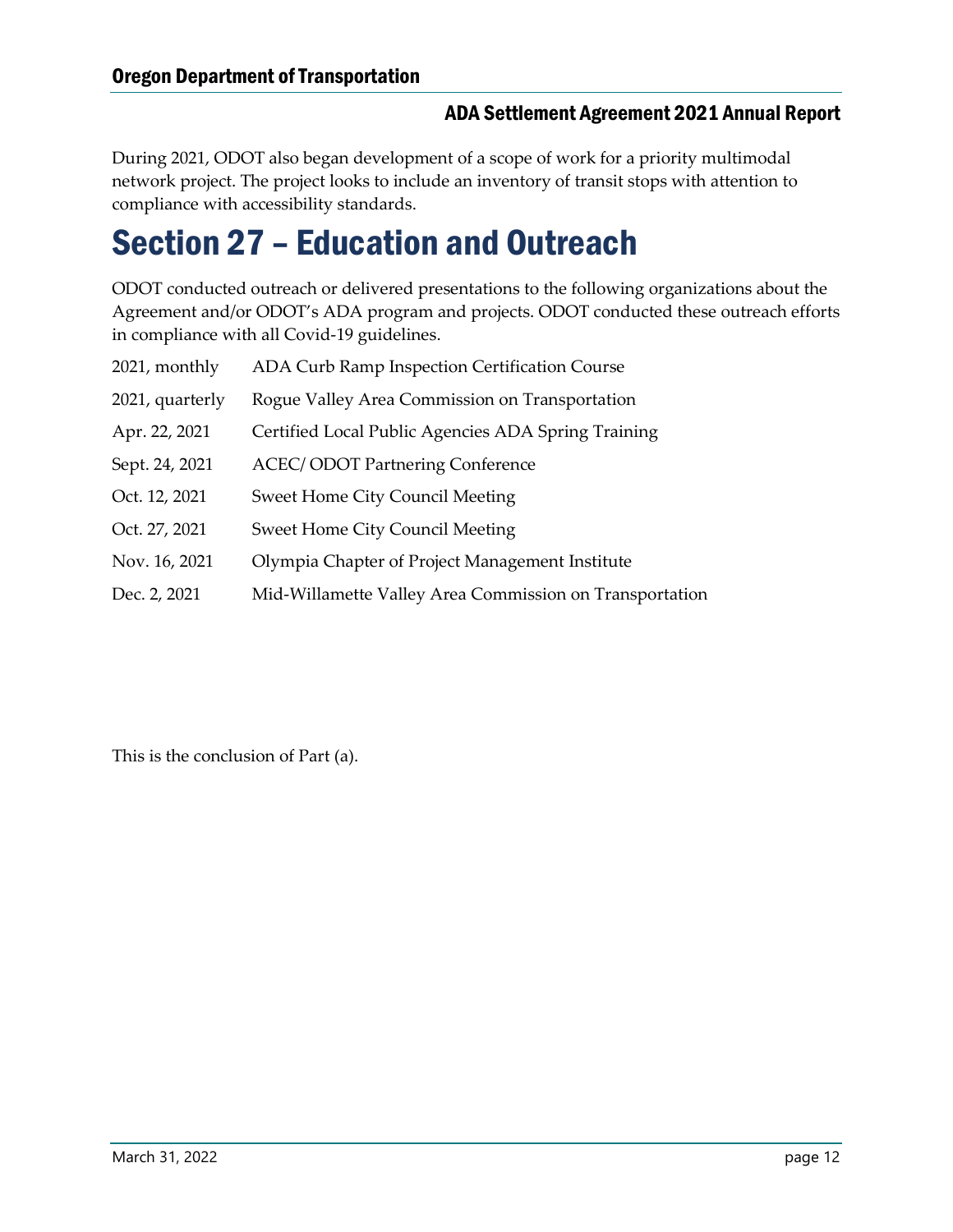During 2021, ODOT also began development of a scope of work for a priority multimodal network project. The project looks to include an inventory of transit stops with attention to compliance with accessibility standards.

# Section 27 – Education and Outreach

ODOT conducted outreach or delivered presentations to the following organizations about the Agreement and/or ODOT's ADA program and projects. ODOT conducted these outreach efforts in compliance with all Covid-19 guidelines.

| | |
|---|---|
| 2021, monthly | ADA Curb Ramp Inspection Certification Course |
| 2021, quarterly | Rogue Valley Area Commission on Transportation |
| Apr. 22, 2021 | Certified Local Public Agencies ADA Spring Training |
| Sept. 24, 2021 | ACEC/ ODOT Partnering Conference |
| Oct. 12, 2021 | Sweet Home City Council Meeting |
| Oct. 27, 2021 | Sweet Home City Council Meeting |
| Nov. 16, 2021 | Olympia Chapter of Project Management Institute |
| Dec. 2, 2021 | Mid-Willamette Valley Area Commission on Transportation |

This is the conclusion of Part (a).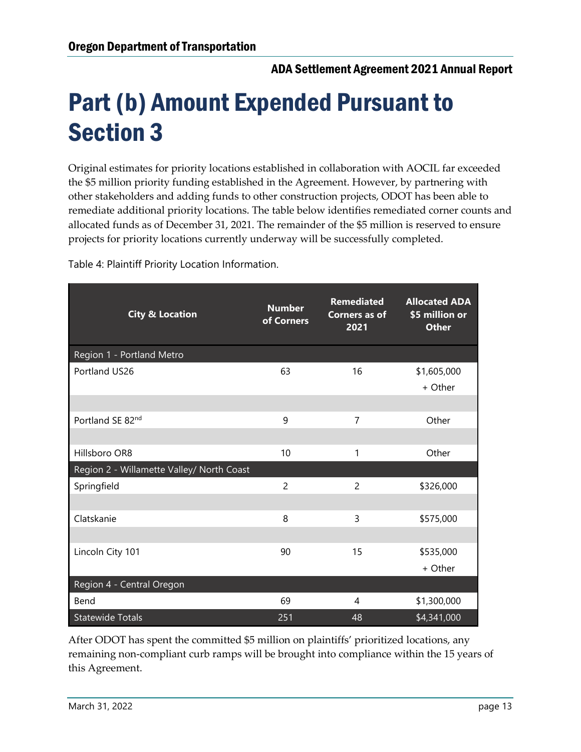# Part (b) Amount Expended Pursuant to Section 3

Original estimates for priority locations established in collaboration with AOCIL far exceeded the $5 million priority funding established in the Agreement. However, by partnering with other stakeholders and adding funds to other construction projects, ODOT has been able to remediate additional priority locations. The table below identifies remediated corner counts and allocated funds as of December 31, 2021. The remainder of the $5 million is reserved to ensure projects for priority locations currently underway will be successfully completed.

Table 4: Plaintiff Priority Location Information.

| City & Location | Number of Corners | Remediated Corners as of 2021 | Allocated ADA $5 million or Other |
|---|---|---|---|
| Region 1 - Portland Metro | | | |
| Portland US26 | 63 | 16 | $1,605,000 + Other |
| Portland SE 82nd | 9 | 7 | Other |
| Hillsboro OR8 | 10 | 1 | Other |
| Region 2 - Willamette Valley/ North Coast | | | |
| Springfield | 2 | 2 | $326,000 |
| Clatskanie | 8 | 3 | $575,000 |
| Lincoln City 101 | 90 | 15 | $535,000 + Other |
| Region 4 - Central Oregon | | | |
| Bend | 69 | 4 | $1,300,000 |
| Statewide Totals | 251 | 48 | $4,341,000 |

After ODOT has spent the committed $5 million on plaintiffs' prioritized locations, any remaining non-compliant curb ramps will be brought into compliance within the 15 years of this Agreement.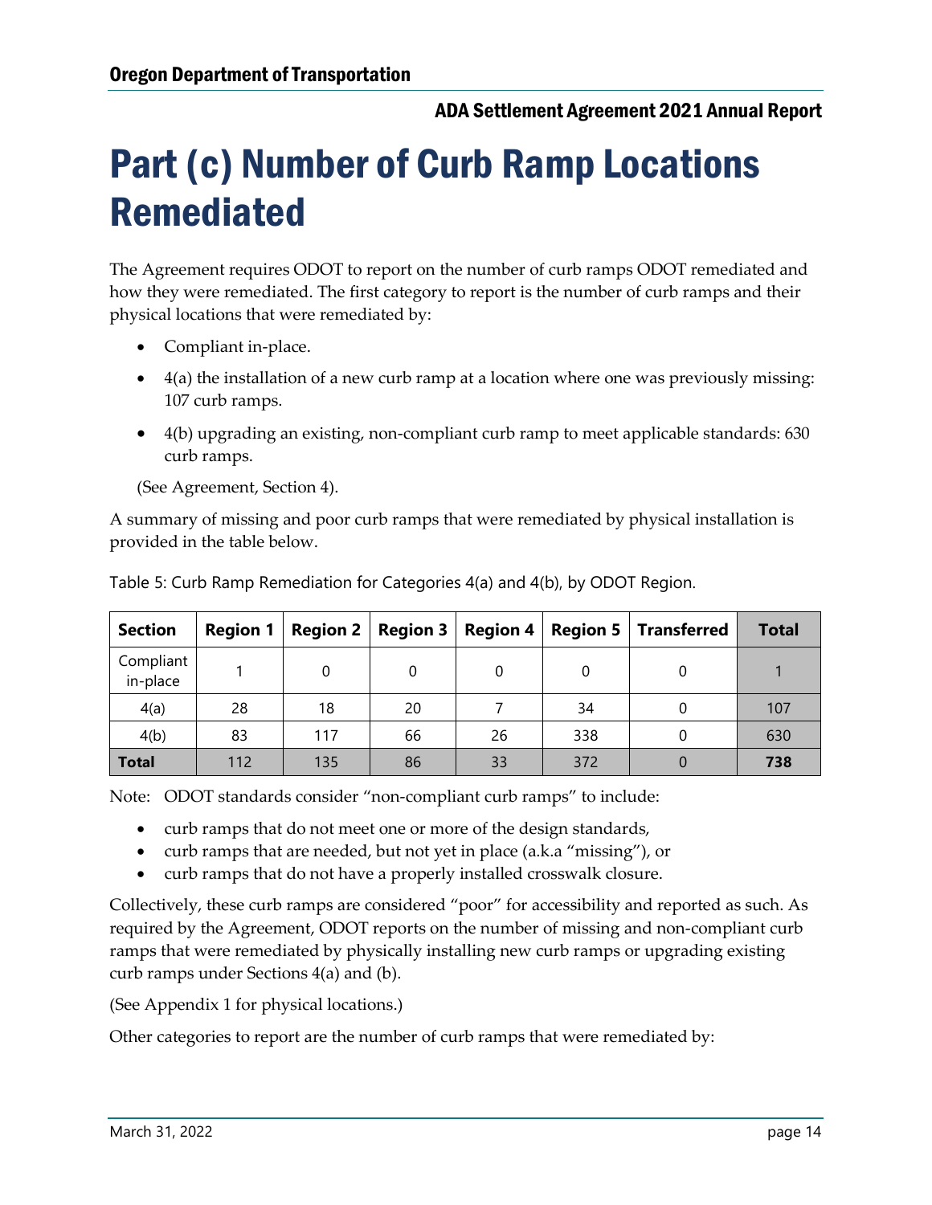# Part (c) Number of Curb Ramp Locations Remediated

The Agreement requires ODOT to report on the number of curb ramps ODOT remediated and how they were remediated. The first category to report is the number of curb ramps and their physical locations that were remediated by:

- Compliant in-place.
- 4(a) the installation of a new curb ramp at a location where one was previously missing: 107 curb ramps.
- 4(b) upgrading an existing, non-compliant curb ramp to meet applicable standards: 630 curb ramps.

(See Agreement, Section 4).

A summary of missing and poor curb ramps that were remediated by physical installation is provided in the table below.

Table 5: Curb Ramp Remediation for Categories 4(a) and 4(b), by ODOT Region.

| Section | Region 1 | Region 2 | Region 3 | Region 4 | Region 5 | Transferred | Total |
|---|---|---|---|---|---|---|---|
| Compliant in-place | 1 | 0 | 0 | 0 | 0 | 0 | 1 |
| 4(a) | 28 | 18 | 20 | 7 | 34 | 0 | 107 |
| 4(b) | 83 | 117 | 66 | 26 | 338 | 0 | 630 |
| **Total** | 112 | 135 | 86 | 33 | 372 | 0 | **738** |

Note: ODOT standards consider "non-compliant curb ramps" to include:

- curb ramps that do not meet one or more of the design standards,
- curb ramps that are needed, but not yet in place (a.k.a "missing"), or
- curb ramps that do not have a properly installed crosswalk closure.

Collectively, these curb ramps are considered "poor" for accessibility and reported as such. As required by the Agreement, ODOT reports on the number of missing and non-compliant curb ramps that were remediated by physically installing new curb ramps or upgrading existing curb ramps under Sections 4(a) and (b).

(See Appendix 1 for physical locations.)

Other categories to report are the number of curb ramps that were remediated by: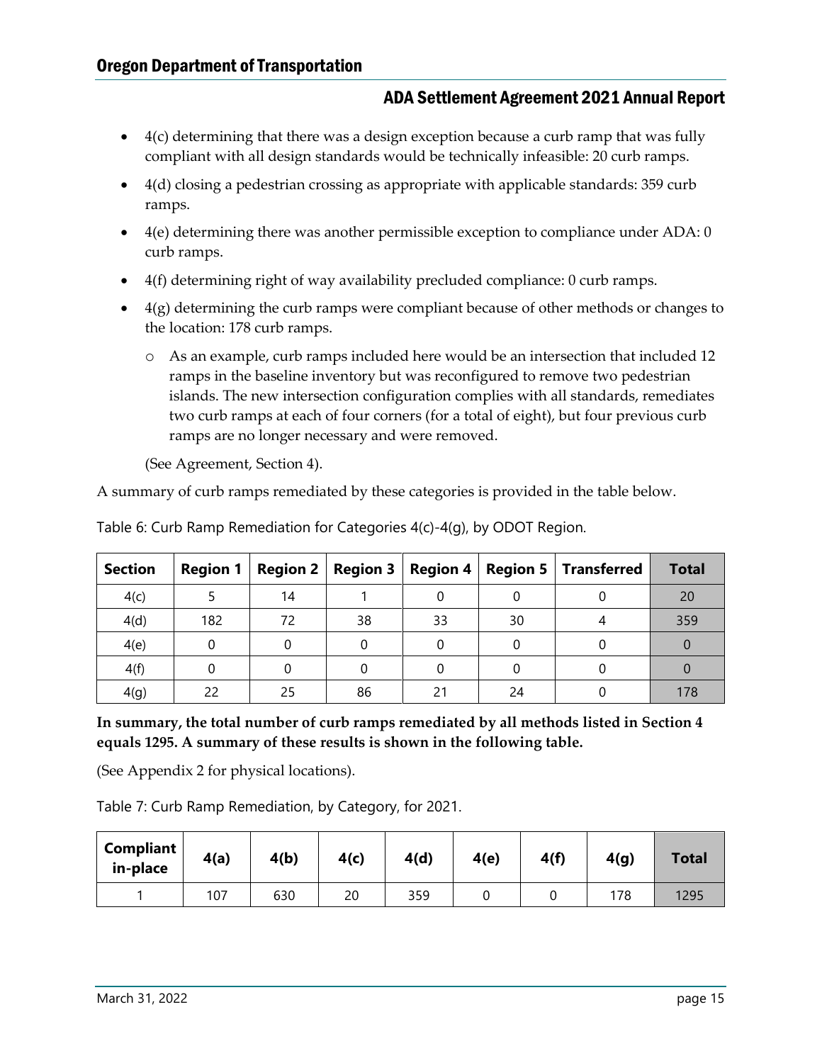- 4(c) determining that there was a design exception because a curb ramp that was fully compliant with all design standards would be technically infeasible: 20 curb ramps.
- 4(d) closing a pedestrian crossing as appropriate with applicable standards: 359 curb ramps.
- 4(e) determining there was another permissible exception to compliance under ADA: 0 curb ramps.
- 4(f) determining right of way availability precluded compliance: 0 curb ramps.
- 4(g) determining the curb ramps were compliant because of other methods or changes to the location: 178 curb ramps.
  - As an example, curb ramps included here would be an intersection that included 12 ramps in the baseline inventory but was reconfigured to remove two pedestrian islands. The new intersection configuration complies with all standards, remediates two curb ramps at each of four corners (for a total of eight), but four previous curb ramps are no longer necessary and were removed.

  (See Agreement, Section 4).

A summary of curb ramps remediated by these categories is provided in the table below.

Table 6: Curb Ramp Remediation for Categories 4(c)-4(g), by ODOT Region.

| Section | Region 1 | Region 2 | Region 3 | Region 4 | Region 5 | Transferred | Total |
|---|---|---|---|---|---|---|---|
| 4(c) | 5 | 14 | 1 | 0 | 0 | 0 | 20 |
| 4(d) | 182 | 72 | 38 | 33 | 30 | 4 | 359 |
| 4(e) | 0 | 0 | 0 | 0 | 0 | 0 | 0 |
| 4(f) | 0 | 0 | 0 | 0 | 0 | 0 | 0 |
| 4(g) | 22 | 25 | 86 | 21 | 24 | 0 | 178 |

**In summary, the total number of curb ramps remediated by all methods listed in Section 4 equals 1295. A summary of these results is shown in the following table.**

(See Appendix 2 for physical locations).

Table 7: Curb Ramp Remediation, by Category, for 2021.

| Compliant in-place | 4(a) | 4(b) | 4(c) | 4(d) | 4(e) | 4(f) | 4(g) | Total |
|---|---|---|---|---|---|---|---|---|
| 1 | 107 | 630 | 20 | 359 | 0 | 0 | 178 | 1295 |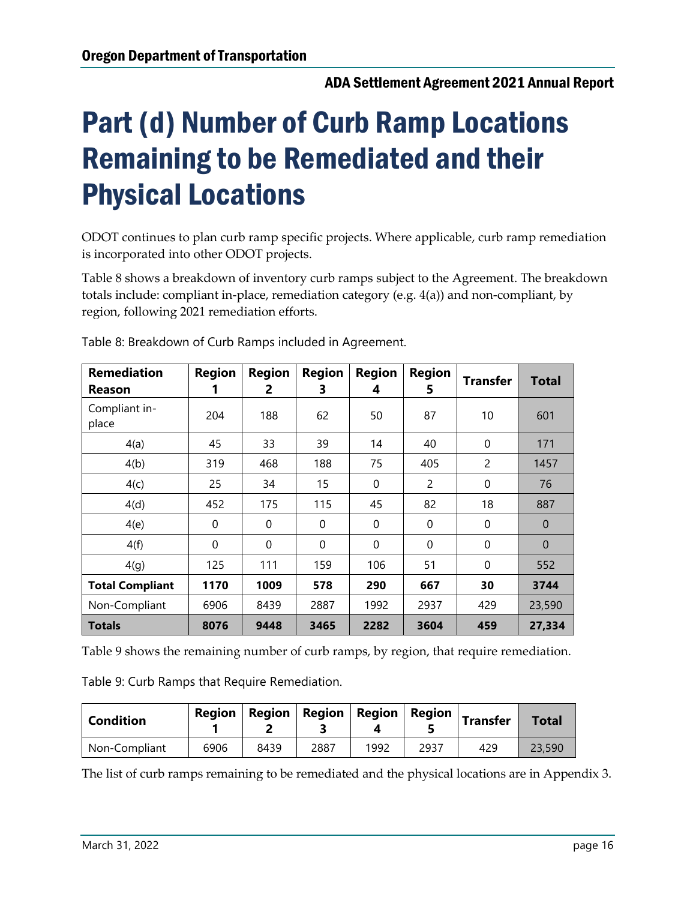# Part (d) Number of Curb Ramp Locations Remaining to be Remediated and their Physical Locations

ODOT continues to plan curb ramp specific projects. Where applicable, curb ramp remediation is incorporated into other ODOT projects.

Table 8 shows a breakdown of inventory curb ramps subject to the Agreement. The breakdown totals include: compliant in-place, remediation category (e.g. 4(a)) and non-compliant, by region, following 2021 remediation efforts.

Table 8: Breakdown of Curb Ramps included in Agreement.

| Remediation Reason | Region 1 | Region 2 | Region 3 | Region 4 | Region 5 | Transfer | Total |
|---|---|---|---|---|---|---|---|
| Compliant in-place | 204 | 188 | 62 | 50 | 87 | 10 | 601 |
| 4(a) | 45 | 33 | 39 | 14 | 40 | 0 | 171 |
| 4(b) | 319 | 468 | 188 | 75 | 405 | 2 | 1457 |
| 4(c) | 25 | 34 | 15 | 0 | 2 | 0 | 76 |
| 4(d) | 452 | 175 | 115 | 45 | 82 | 18 | 887 |
| 4(e) | 0 | 0 | 0 | 0 | 0 | 0 | 0 |
| 4(f) | 0 | 0 | 0 | 0 | 0 | 0 | 0 |
| 4(g) | 125 | 111 | 159 | 106 | 51 | 0 | 552 |
| **Total Compliant** | **1170** | **1009** | **578** | **290** | **667** | **30** | **3744** |
| Non-Compliant | 6906 | 8439 | 2887 | 1992 | 2937 | 429 | 23,590 |
| **Totals** | **8076** | **9448** | **3465** | **2282** | **3604** | **459** | **27,334** |

Table 9 shows the remaining number of curb ramps, by region, that require remediation.

Table 9: Curb Ramps that Require Remediation.

| Condition | Region 1 | Region 2 | Region 3 | Region 4 | Region 5 | Transfer | Total |
|---|---|---|---|---|---|---|---|
| Non-Compliant | 6906 | 8439 | 2887 | 1992 | 2937 | 429 | 23,590 |

The list of curb ramps remaining to be remediated and the physical locations are in Appendix 3.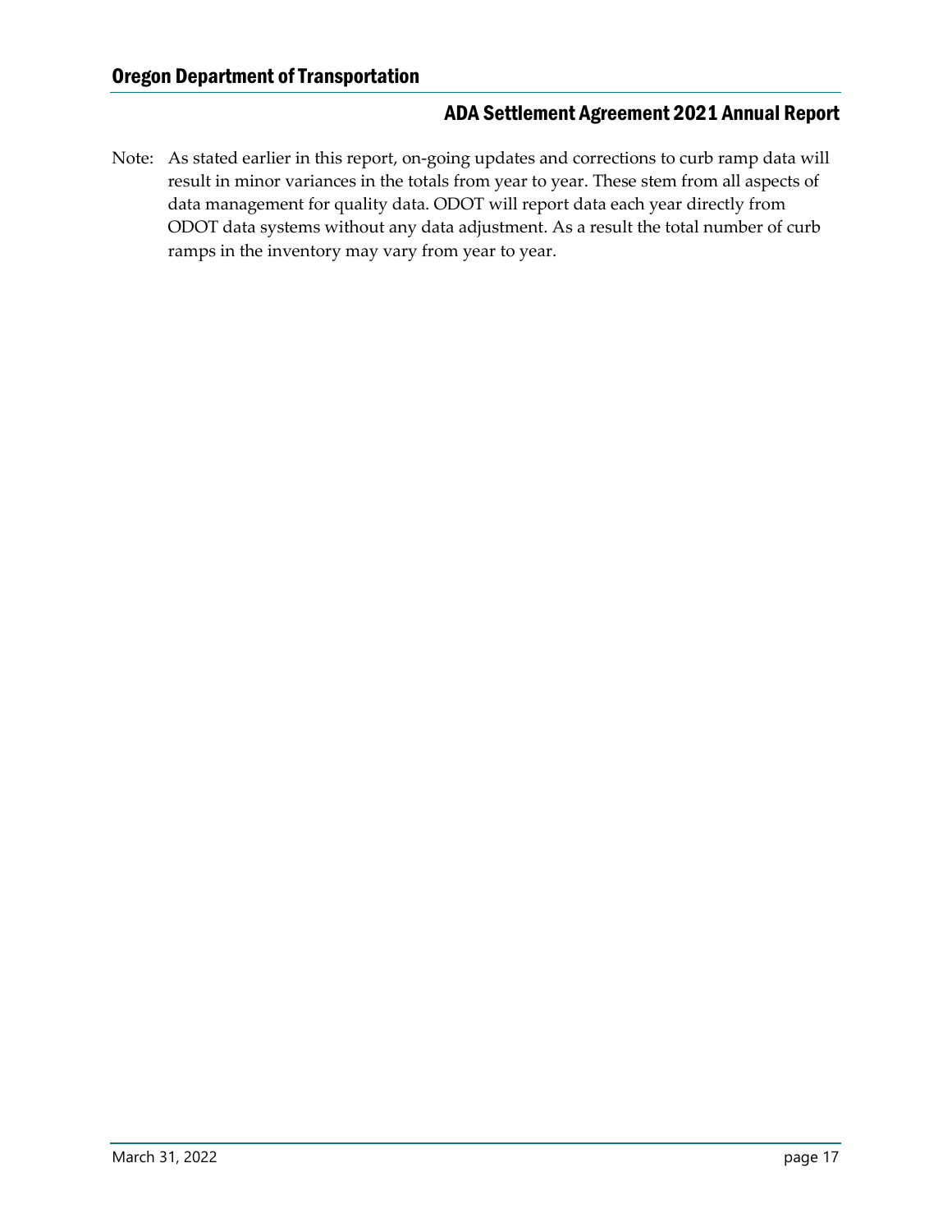Note: As stated earlier in this report, on-going updates and corrections to curb ramp data will result in minor variances in the totals from year to year. These stem from all aspects of data management for quality data. ODOT will report data each year directly from ODOT data systems without any data adjustment. As a result the total number of curb ramps in the inventory may vary from year to year.